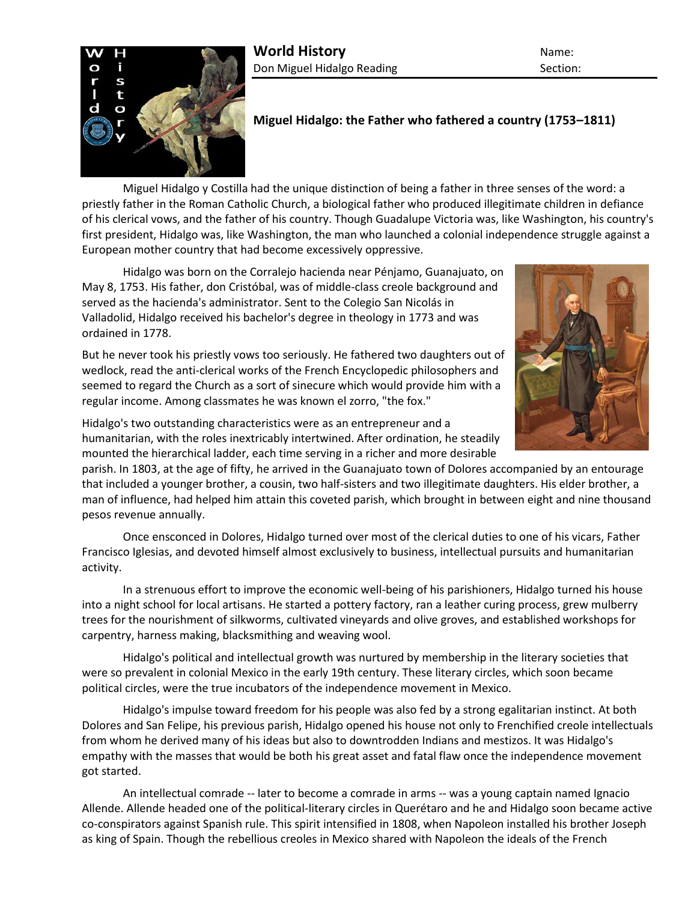**World History**
Don Miguel Hidalgo Reading

Name:
Section:

## Miguel Hidalgo: the Father who fathered a country (1753–1811)

Miguel Hidalgo y Costilla had the unique distinction of being a father in three senses of the word: a priestly father in the Roman Catholic Church, a biological father who produced illegitimate children in defiance of his clerical vows, and the father of his country. Though Guadalupe Victoria was, like Washington, his country's first president, Hidalgo was, like Washington, the man who launched a colonial independence struggle against a European mother country that had become excessively oppressive.

Hidalgo was born on the Corralejo hacienda near Pénjamo, Guanajuato, on May 8, 1753. His father, don Cristóbal, was of middle-class creole background and served as the hacienda's administrator. Sent to the Colegio San Nicolás in Valladolid, Hidalgo received his bachelor's degree in theology in 1773 and was ordained in 1778.

But he never took his priestly vows too seriously. He fathered two daughters out of wedlock, read the anti-clerical works of the French Encyclopedic philosophers and seemed to regard the Church as a sort of sinecure which would provide him with a regular income. Among classmates he was known el zorro, "the fox."

Hidalgo's two outstanding characteristics were as an entrepreneur and a humanitarian, with the roles inextricably intertwined. After ordination, he steadily mounted the hierarchical ladder, each time serving in a richer and more desirable parish. In 1803, at the age of fifty, he arrived in the Guanajuato town of Dolores accompanied by an entourage that included a younger brother, a cousin, two half-sisters and two illegitimate daughters. His elder brother, a man of influence, had helped him attain this coveted parish, which brought in between eight and nine thousand pesos revenue annually.

Once ensconced in Dolores, Hidalgo turned over most of the clerical duties to one of his vicars, Father Francisco Iglesias, and devoted himself almost exclusively to business, intellectual pursuits and humanitarian activity.

In a strenuous effort to improve the economic well-being of his parishioners, Hidalgo turned his house into a night school for local artisans. He started a pottery factory, ran a leather curing process, grew mulberry trees for the nourishment of silkworms, cultivated vineyards and olive groves, and established workshops for carpentry, harness making, blacksmithing and weaving wool.

Hidalgo's political and intellectual growth was nurtured by membership in the literary societies that were so prevalent in colonial Mexico in the early 19th century. These literary circles, which soon became political circles, were the true incubators of the independence movement in Mexico.

Hidalgo's impulse toward freedom for his people was also fed by a strong egalitarian instinct. At both Dolores and San Felipe, his previous parish, Hidalgo opened his house not only to Frenchified creole intellectuals from whom he derived many of his ideas but also to downtrodden Indians and mestizos. It was Hidalgo's empathy with the masses that would be both his great asset and fatal flaw once the independence movement got started.

An intellectual comrade -- later to become a comrade in arms -- was a young captain named Ignacio Allende. Allende headed one of the political-literary circles in Querétaro and he and Hidalgo soon became active co-conspirators against Spanish rule. This spirit intensified in 1808, when Napoleon installed his brother Joseph as king of Spain. Though the rebellious creoles in Mexico shared with Napoleon the ideals of the French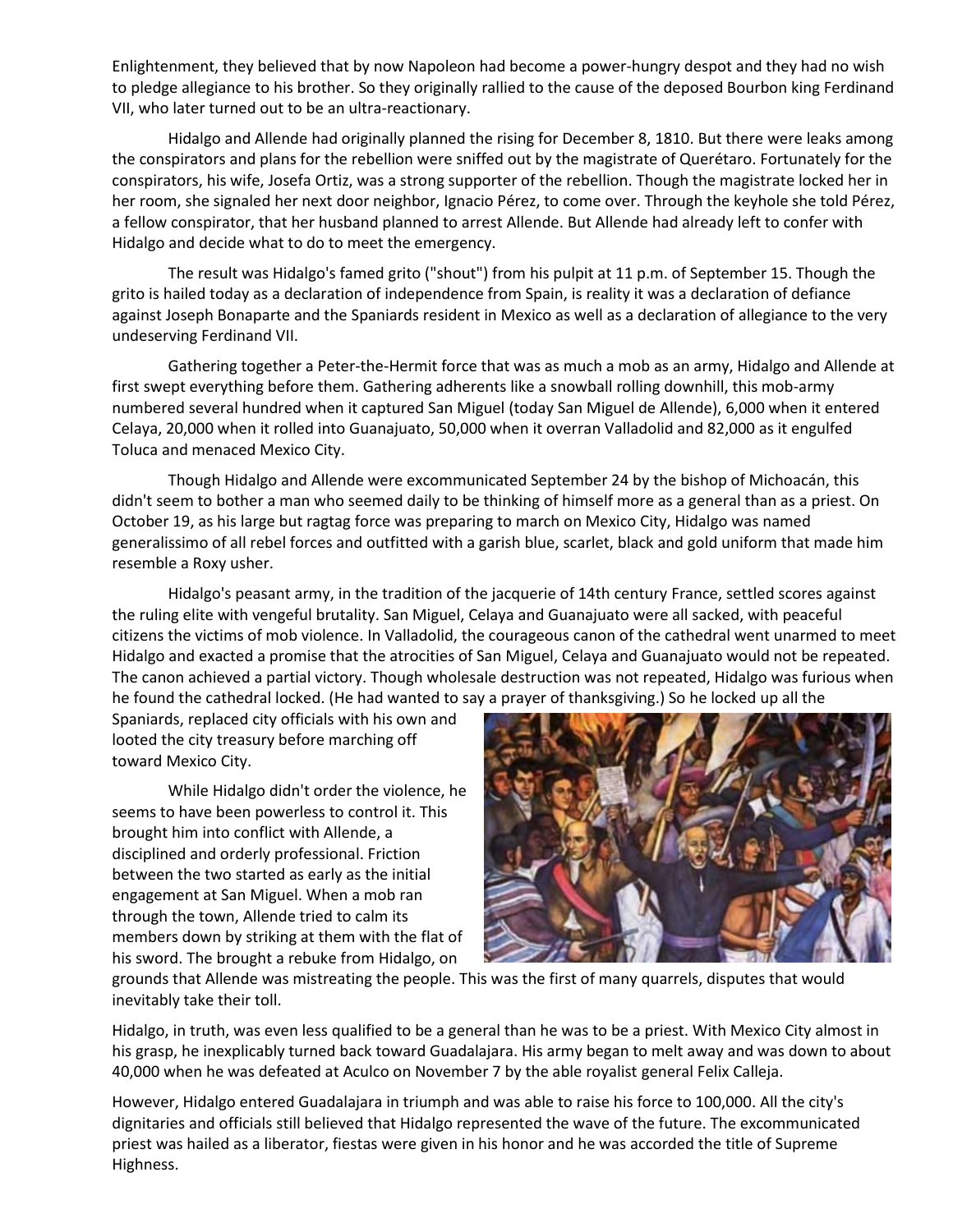Enlightenment, they believed that by now Napoleon had become a power-hungry despot and they had no wish to pledge allegiance to his brother. So they originally rallied to the cause of the deposed Bourbon king Ferdinand VII, who later turned out to be an ultra-reactionary.

Hidalgo and Allende had originally planned the rising for December 8, 1810. But there were leaks among the conspirators and plans for the rebellion were sniffed out by the magistrate of Querétaro. Fortunately for the conspirators, his wife, Josefa Ortiz, was a strong supporter of the rebellion. Though the magistrate locked her in her room, she signaled her next door neighbor, Ignacio Pérez, to come over. Through the keyhole she told Pérez, a fellow conspirator, that her husband planned to arrest Allende. But Allende had already left to confer with Hidalgo and decide what to do to meet the emergency.

The result was Hidalgo's famed grito ("shout") from his pulpit at 11 p.m. of September 15. Though the grito is hailed today as a declaration of independence from Spain, is reality it was a declaration of defiance against Joseph Bonaparte and the Spaniards resident in Mexico as well as a declaration of allegiance to the very undeserving Ferdinand VII.

Gathering together a Peter-the-Hermit force that was as much a mob as an army, Hidalgo and Allende at first swept everything before them. Gathering adherents like a snowball rolling downhill, this mob-army numbered several hundred when it captured San Miguel (today San Miguel de Allende), 6,000 when it entered Celaya, 20,000 when it rolled into Guanajuato, 50,000 when it overran Valladolid and 82,000 as it engulfed Toluca and menaced Mexico City.

Though Hidalgo and Allende were excommunicated September 24 by the bishop of Michoacán, this didn't seem to bother a man who seemed daily to be thinking of himself more as a general than as a priest. On October 19, as his large but ragtag force was preparing to march on Mexico City, Hidalgo was named generalissimo of all rebel forces and outfitted with a garish blue, scarlet, black and gold uniform that made him resemble a Roxy usher.

Hidalgo's peasant army, in the tradition of the jacquerie of 14th century France, settled scores against the ruling elite with vengeful brutality. San Miguel, Celaya and Guanajuato were all sacked, with peaceful citizens the victims of mob violence. In Valladolid, the courageous canon of the cathedral went unarmed to meet Hidalgo and exacted a promise that the atrocities of San Miguel, Celaya and Guanajuato would not be repeated. The canon achieved a partial victory. Though wholesale destruction was not repeated, Hidalgo was furious when he found the cathedral locked. (He had wanted to say a prayer of thanksgiving.) So he locked up all the Spaniards, replaced city officials with his own and looted the city treasury before marching off toward Mexico City.

While Hidalgo didn't order the violence, he seems to have been powerless to control it. This brought him into conflict with Allende, a disciplined and orderly professional. Friction between the two started as early as the initial engagement at San Miguel. When a mob ran through the town, Allende tried to calm its members down by striking at them with the flat of his sword. The brought a rebuke from Hidalgo, on grounds that Allende was mistreating the people. This was the first of many quarrels, disputes that would inevitably take their toll.

Hidalgo, in truth, was even less qualified to be a general than he was to be a priest. With Mexico City almost in his grasp, he inexplicably turned back toward Guadalajara. His army began to melt away and was down to about 40,000 when he was defeated at Aculco on November 7 by the able royalist general Felix Calleja.

However, Hidalgo entered Guadalajara in triumph and was able to raise his force to 100,000. All the city's dignitaries and officials still believed that Hidalgo represented the wave of the future. The excommunicated priest was hailed as a liberator, fiestas were given in his honor and he was accorded the title of Supreme Highness.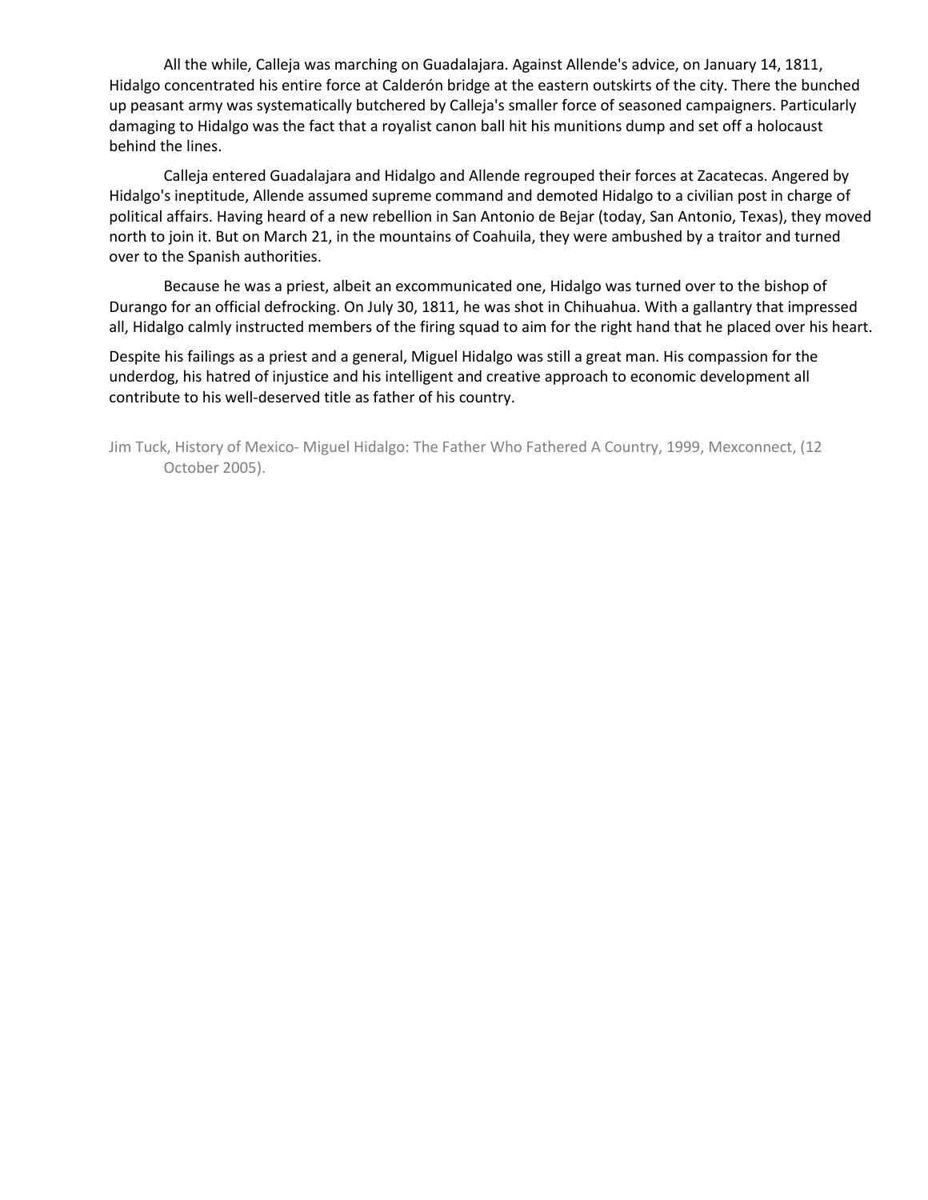All the while, Calleja was marching on Guadalajara. Against Allende's advice, on January 14, 1811, Hidalgo concentrated his entire force at Calderón bridge at the eastern outskirts of the city. There the bunched up peasant army was systematically butchered by Calleja's smaller force of seasoned campaigners. Particularly damaging to Hidalgo was the fact that a royalist canon ball hit his munitions dump and set off a holocaust behind the lines.

Calleja entered Guadalajara and Hidalgo and Allende regrouped their forces at Zacatecas. Angered by Hidalgo's ineptitude, Allende assumed supreme command and demoted Hidalgo to a civilian post in charge of political affairs. Having heard of a new rebellion in San Antonio de Bejar (today, San Antonio, Texas), they moved north to join it. But on March 21, in the mountains of Coahuila, they were ambushed by a traitor and turned over to the Spanish authorities.

Because he was a priest, albeit an excommunicated one, Hidalgo was turned over to the bishop of Durango for an official defrocking. On July 30, 1811, he was shot in Chihuahua. With a gallantry that impressed all, Hidalgo calmly instructed members of the firing squad to aim for the right hand that he placed over his heart.

Despite his failings as a priest and a general, Miguel Hidalgo was still a great man. His compassion for the underdog, his hatred of injustice and his intelligent and creative approach to economic development all contribute to his well-deserved title as father of his country.

Jim Tuck, History of Mexico- Miguel Hidalgo: The Father Who Fathered A Country, 1999, Mexconnect, (12 October 2005).